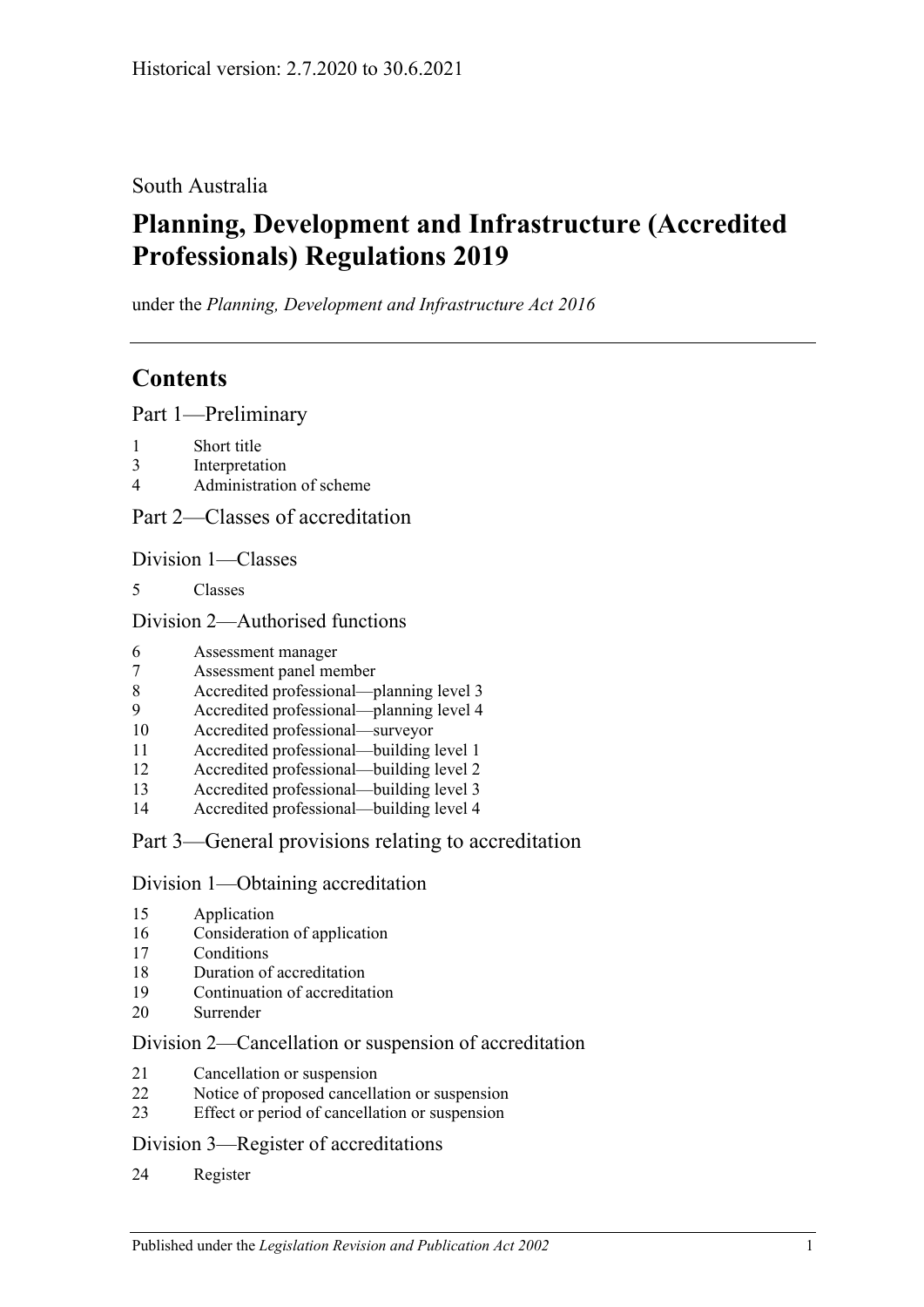Historical version: 2.7.2020 to 30.6.2021

South Australia

# Planning, Development and Infrastructure (Accredited Professionals) Regulations 2019

under the *Planning, Development and Infrastructure Act 2016*

## Contents

### Part 1—Preliminary

1 Short title
3 Interpretation
4 Administration of scheme

### Part 2—Classes of accreditation

#### Division 1—Classes

5 Classes

#### Division 2—Authorised functions

6 Assessment manager
7 Assessment panel member
8 Accredited professional—planning level 3
9 Accredited professional—planning level 4
10 Accredited professional—surveyor
11 Accredited professional—building level 1
12 Accredited professional—building level 2
13 Accredited professional—building level 3
14 Accredited professional—building level 4

### Part 3—General provisions relating to accreditation

#### Division 1—Obtaining accreditation

15 Application
16 Consideration of application
17 Conditions
18 Duration of accreditation
19 Continuation of accreditation
20 Surrender

#### Division 2—Cancellation or suspension of accreditation

21 Cancellation or suspension
22 Notice of proposed cancellation or suspension
23 Effect or period of cancellation or suspension

#### Division 3—Register of accreditations

24 Register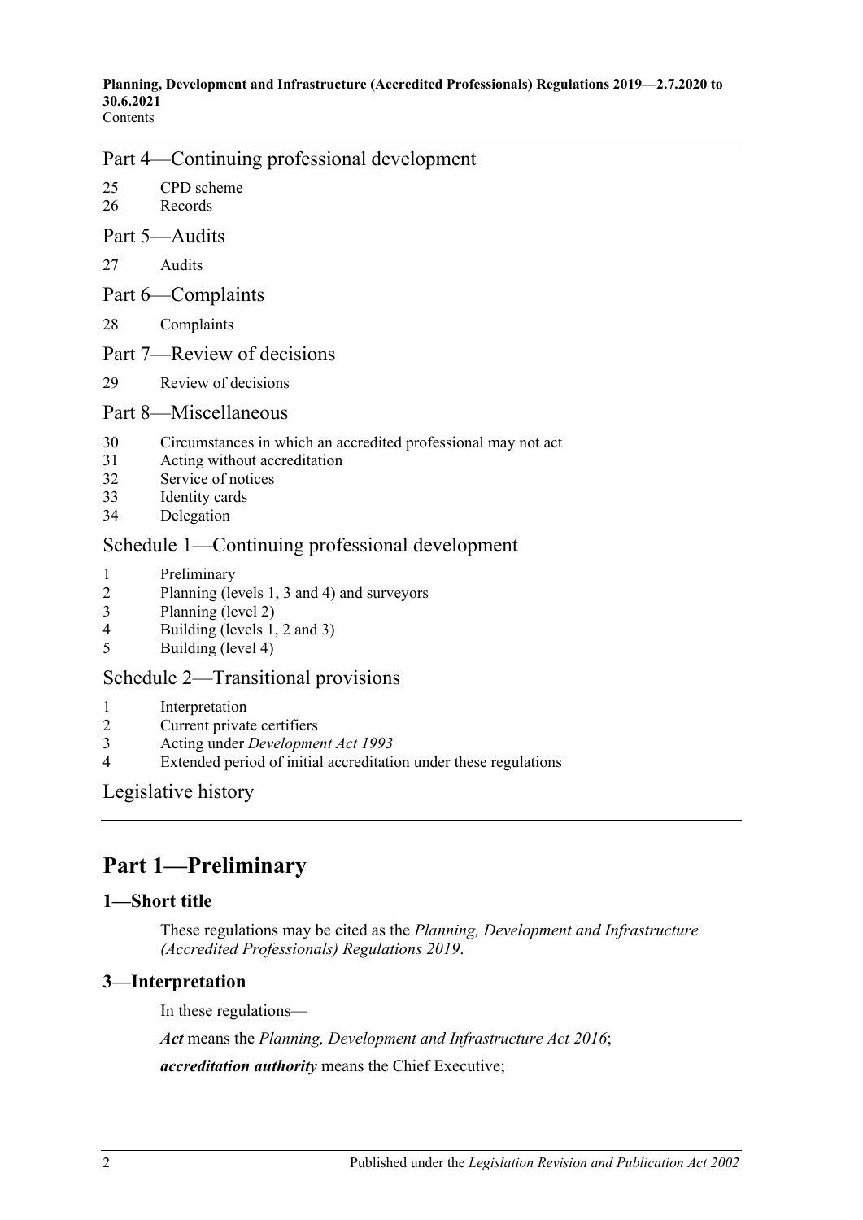## Part 4—Continuing professional development

25 CPD scheme
26 Records

## Part 5—Audits

27 Audits

## Part 6—Complaints

28 Complaints

## Part 7—Review of decisions

29 Review of decisions

## Part 8—Miscellaneous

30 Circumstances in which an accredited professional may not act
31 Acting without accreditation
32 Service of notices
33 Identity cards
34 Delegation

## Schedule 1—Continuing professional development

1 Preliminary
2 Planning (levels 1, 3 and 4) and surveyors
3 Planning (level 2)
4 Building (levels 1, 2 and 3)
5 Building (level 4)

## Schedule 2—Transitional provisions

1 Interpretation
2 Current private certifiers
3 Acting under *Development Act 1993*
4 Extended period of initial accreditation under these regulations

## Legislative history

# Part 1—Preliminary

### 1—Short title

These regulations may be cited as the *Planning, Development and Infrastructure (Accredited Professionals) Regulations 2019*.

### 3—Interpretation

In these regulations—

***Act*** means the *Planning, Development and Infrastructure Act 2016*;

***accreditation authority*** means the Chief Executive;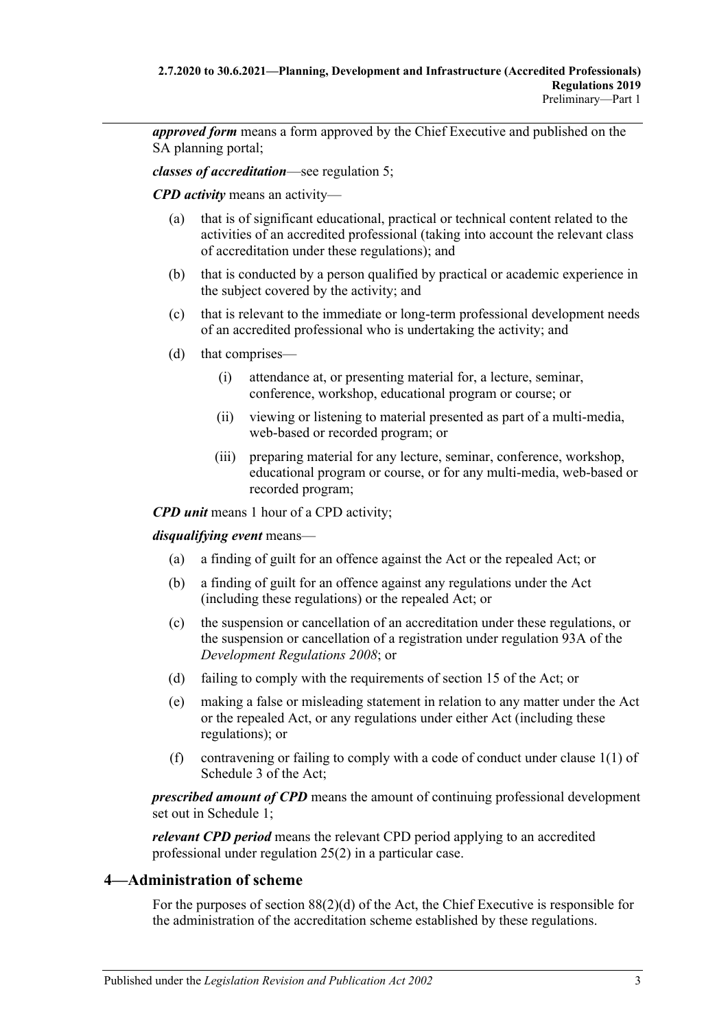***approved form*** means a form approved by the Chief Executive and published on the SA planning portal;

***classes of accreditation***—see regulation 5;

***CPD activity*** means an activity—

(a) that is of significant educational, practical or technical content related to the activities of an accredited professional (taking into account the relevant class of accreditation under these regulations); and

(b) that is conducted by a person qualified by practical or academic experience in the subject covered by the activity; and

(c) that is relevant to the immediate or long-term professional development needs of an accredited professional who is undertaking the activity; and

(d) that comprises—

(i) attendance at, or presenting material for, a lecture, seminar, conference, workshop, educational program or course; or

(ii) viewing or listening to material presented as part of a multi-media, web-based or recorded program; or

(iii) preparing material for any lecture, seminar, conference, workshop, educational program or course, or for any multi-media, web-based or recorded program;

***CPD unit*** means 1 hour of a CPD activity;

***disqualifying event*** means—

(a) a finding of guilt for an offence against the Act or the repealed Act; or

(b) a finding of guilt for an offence against any regulations under the Act (including these regulations) or the repealed Act; or

(c) the suspension or cancellation of an accreditation under these regulations, or the suspension or cancellation of a registration under regulation 93A of the *Development Regulations 2008*; or

(d) failing to comply with the requirements of section 15 of the Act; or

(e) making a false or misleading statement in relation to any matter under the Act or the repealed Act, or any regulations under either Act (including these regulations); or

(f) contravening or failing to comply with a code of conduct under clause 1(1) of Schedule 3 of the Act;

***prescribed amount of CPD*** means the amount of continuing professional development set out in Schedule 1;

***relevant CPD period*** means the relevant CPD period applying to an accredited professional under regulation 25(2) in a particular case.

## 4—Administration of scheme

For the purposes of section 88(2)(d) of the Act, the Chief Executive is responsible for the administration of the accreditation scheme established by these regulations.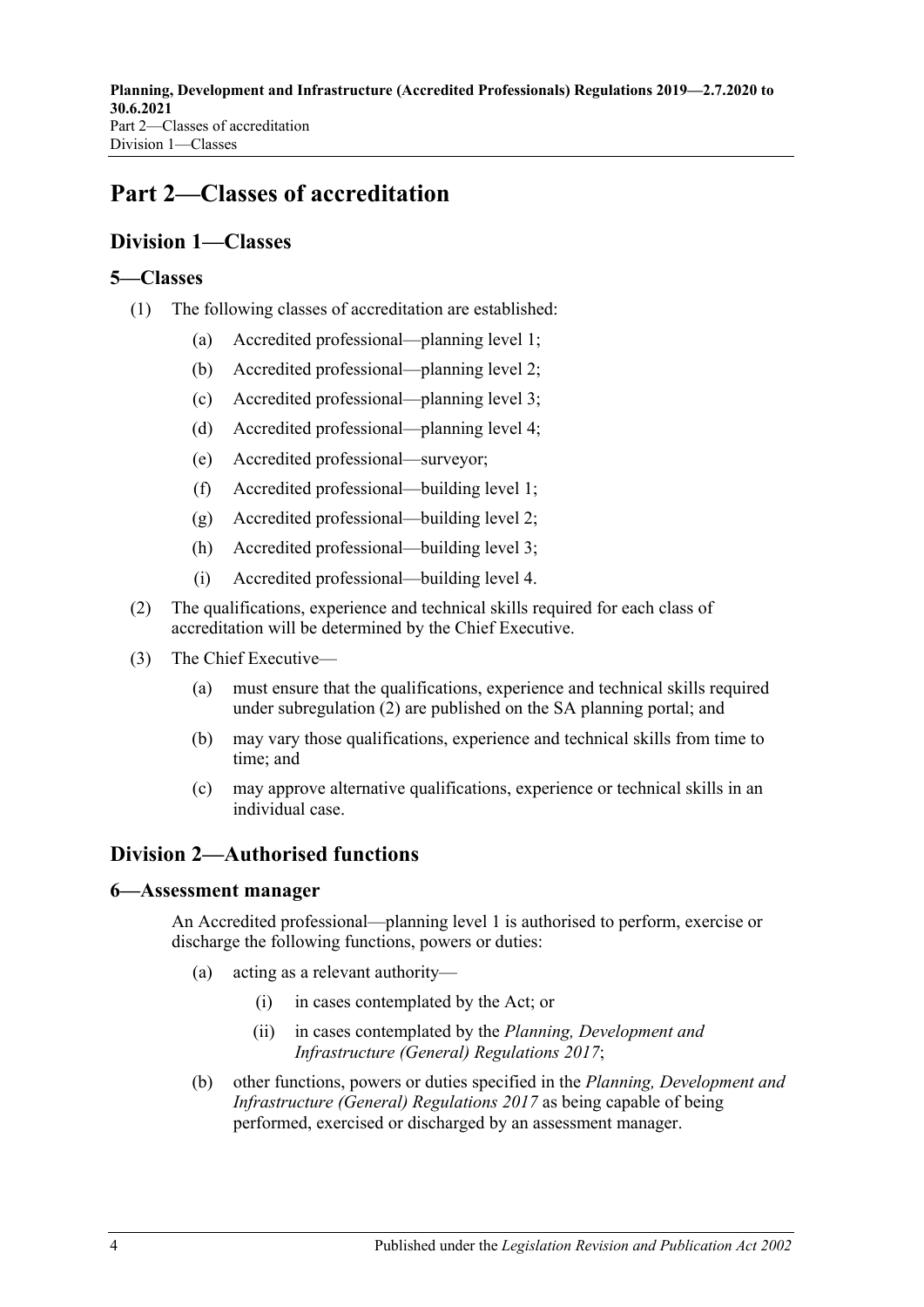# Part 2—Classes of accreditation

## Division 1—Classes

### 5—Classes

(1) The following classes of accreditation are established:

- (a) Accredited professional—planning level 1;
- (b) Accredited professional—planning level 2;
- (c) Accredited professional—planning level 3;
- (d) Accredited professional—planning level 4;
- (e) Accredited professional—surveyor;
- (f) Accredited professional—building level 1;
- (g) Accredited professional—building level 2;
- (h) Accredited professional—building level 3;
- (i) Accredited professional—building level 4.

(2) The qualifications, experience and technical skills required for each class of accreditation will be determined by the Chief Executive.

(3) The Chief Executive—

- (a) must ensure that the qualifications, experience and technical skills required under subregulation (2) are published on the SA planning portal; and
- (b) may vary those qualifications, experience and technical skills from time to time; and
- (c) may approve alternative qualifications, experience or technical skills in an individual case.

## Division 2—Authorised functions

### 6—Assessment manager

An Accredited professional—planning level 1 is authorised to perform, exercise or discharge the following functions, powers or duties:

- (a) acting as a relevant authority—
  - (i) in cases contemplated by the Act; or
  - (ii) in cases contemplated by the *Planning, Development and Infrastructure (General) Regulations 2017*;
- (b) other functions, powers or duties specified in the *Planning, Development and Infrastructure (General) Regulations 2017* as being capable of being performed, exercised or discharged by an assessment manager.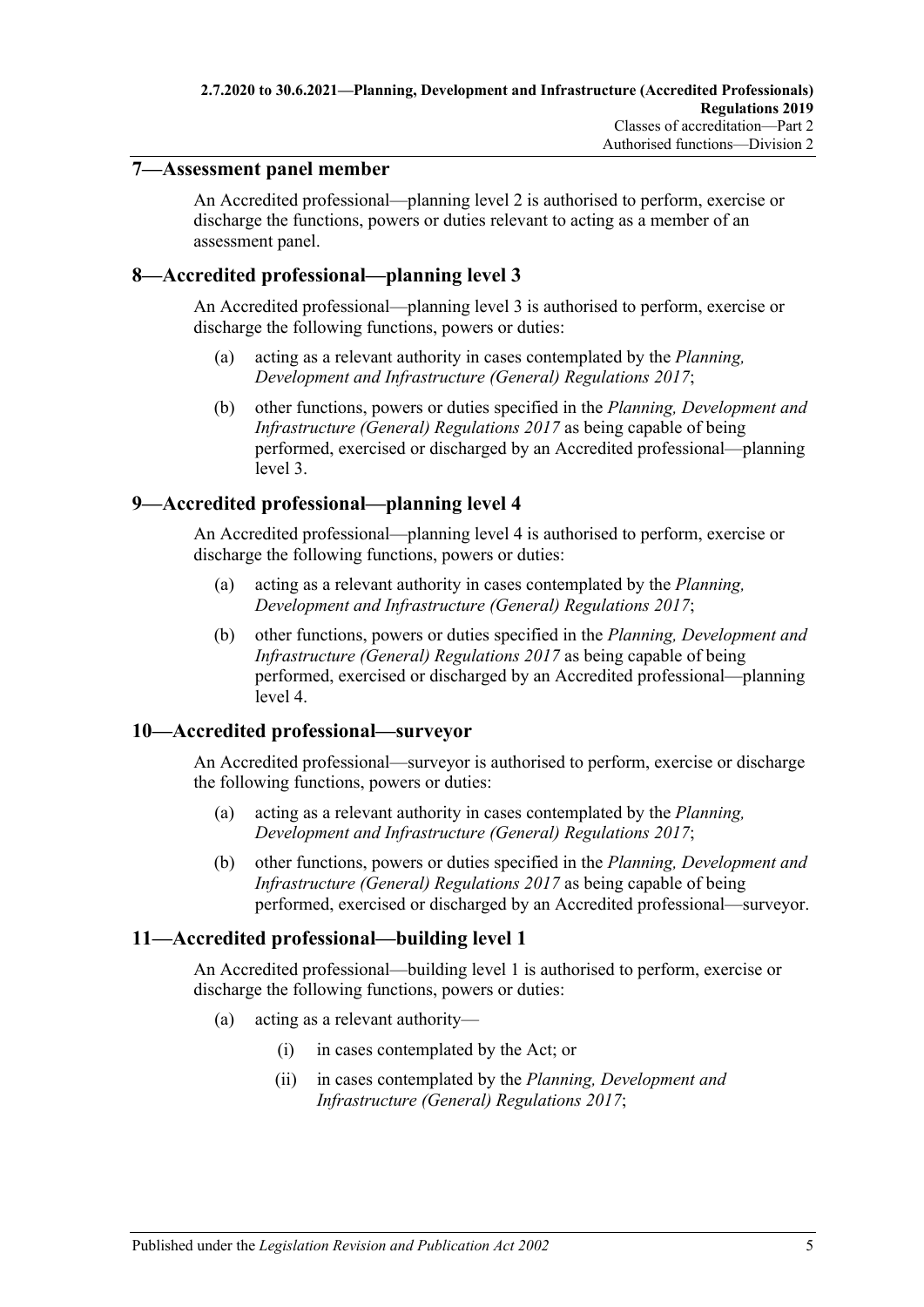## 7—Assessment panel member

An Accredited professional—planning level 2 is authorised to perform, exercise or discharge the functions, powers or duties relevant to acting as a member of an assessment panel.

## 8—Accredited professional—planning level 3

An Accredited professional—planning level 3 is authorised to perform, exercise or discharge the following functions, powers or duties:

(a) acting as a relevant authority in cases contemplated by the *Planning, Development and Infrastructure (General) Regulations 2017*;

(b) other functions, powers or duties specified in the *Planning, Development and Infrastructure (General) Regulations 2017* as being capable of being performed, exercised or discharged by an Accredited professional—planning level 3.

## 9—Accredited professional—planning level 4

An Accredited professional—planning level 4 is authorised to perform, exercise or discharge the following functions, powers or duties:

(a) acting as a relevant authority in cases contemplated by the *Planning, Development and Infrastructure (General) Regulations 2017*;

(b) other functions, powers or duties specified in the *Planning, Development and Infrastructure (General) Regulations 2017* as being capable of being performed, exercised or discharged by an Accredited professional—planning level 4.

## 10—Accredited professional—surveyor

An Accredited professional—surveyor is authorised to perform, exercise or discharge the following functions, powers or duties:

(a) acting as a relevant authority in cases contemplated by the *Planning, Development and Infrastructure (General) Regulations 2017*;

(b) other functions, powers or duties specified in the *Planning, Development and Infrastructure (General) Regulations 2017* as being capable of being performed, exercised or discharged by an Accredited professional—surveyor.

## 11—Accredited professional—building level 1

An Accredited professional—building level 1 is authorised to perform, exercise or discharge the following functions, powers or duties:

(a) acting as a relevant authority—

 (i) in cases contemplated by the Act; or

 (ii) in cases contemplated by the *Planning, Development and Infrastructure (General) Regulations 2017*;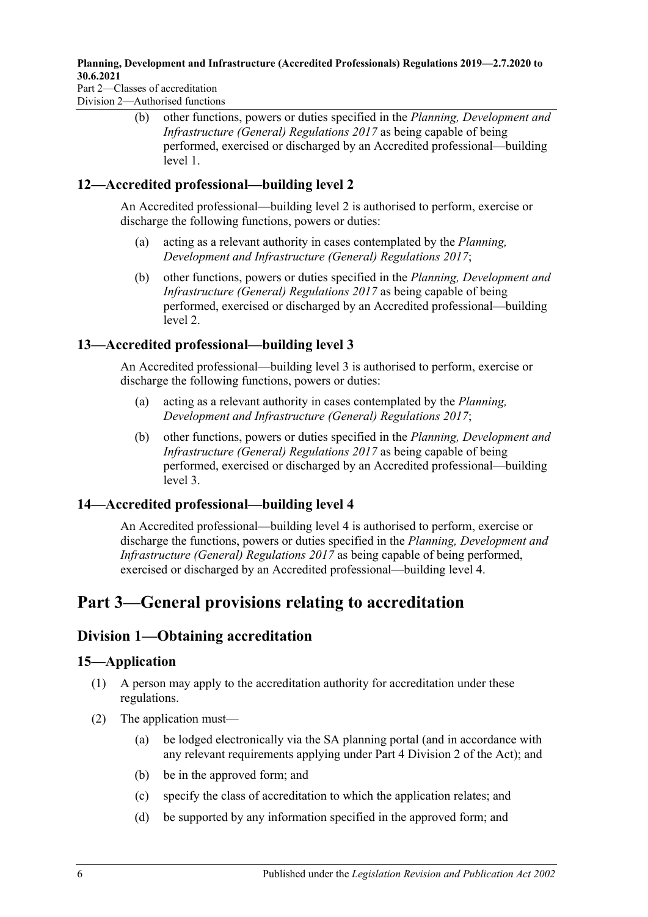(b) other functions, powers or duties specified in the *Planning, Development and Infrastructure (General) Regulations 2017* as being capable of being performed, exercised or discharged by an Accredited professional—building level 1.

### 12—Accredited professional—building level 2

An Accredited professional—building level 2 is authorised to perform, exercise or discharge the following functions, powers or duties:

(a) acting as a relevant authority in cases contemplated by the *Planning, Development and Infrastructure (General) Regulations 2017*;

(b) other functions, powers or duties specified in the *Planning, Development and Infrastructure (General) Regulations 2017* as being capable of being performed, exercised or discharged by an Accredited professional—building level 2.

### 13—Accredited professional—building level 3

An Accredited professional—building level 3 is authorised to perform, exercise or discharge the following functions, powers or duties:

(a) acting as a relevant authority in cases contemplated by the *Planning, Development and Infrastructure (General) Regulations 2017*;

(b) other functions, powers or duties specified in the *Planning, Development and Infrastructure (General) Regulations 2017* as being capable of being performed, exercised or discharged by an Accredited professional—building level 3.

### 14—Accredited professional—building level 4

An Accredited professional—building level 4 is authorised to perform, exercise or discharge the functions, powers or duties specified in the *Planning, Development and Infrastructure (General) Regulations 2017* as being capable of being performed, exercised or discharged by an Accredited professional—building level 4.

# Part 3—General provisions relating to accreditation

## Division 1—Obtaining accreditation

### 15—Application

(1) A person may apply to the accreditation authority for accreditation under these regulations.

(2) The application must—

(a) be lodged electronically via the SA planning portal (and in accordance with any relevant requirements applying under Part 4 Division 2 of the Act); and

(b) be in the approved form; and

(c) specify the class of accreditation to which the application relates; and

(d) be supported by any information specified in the approved form; and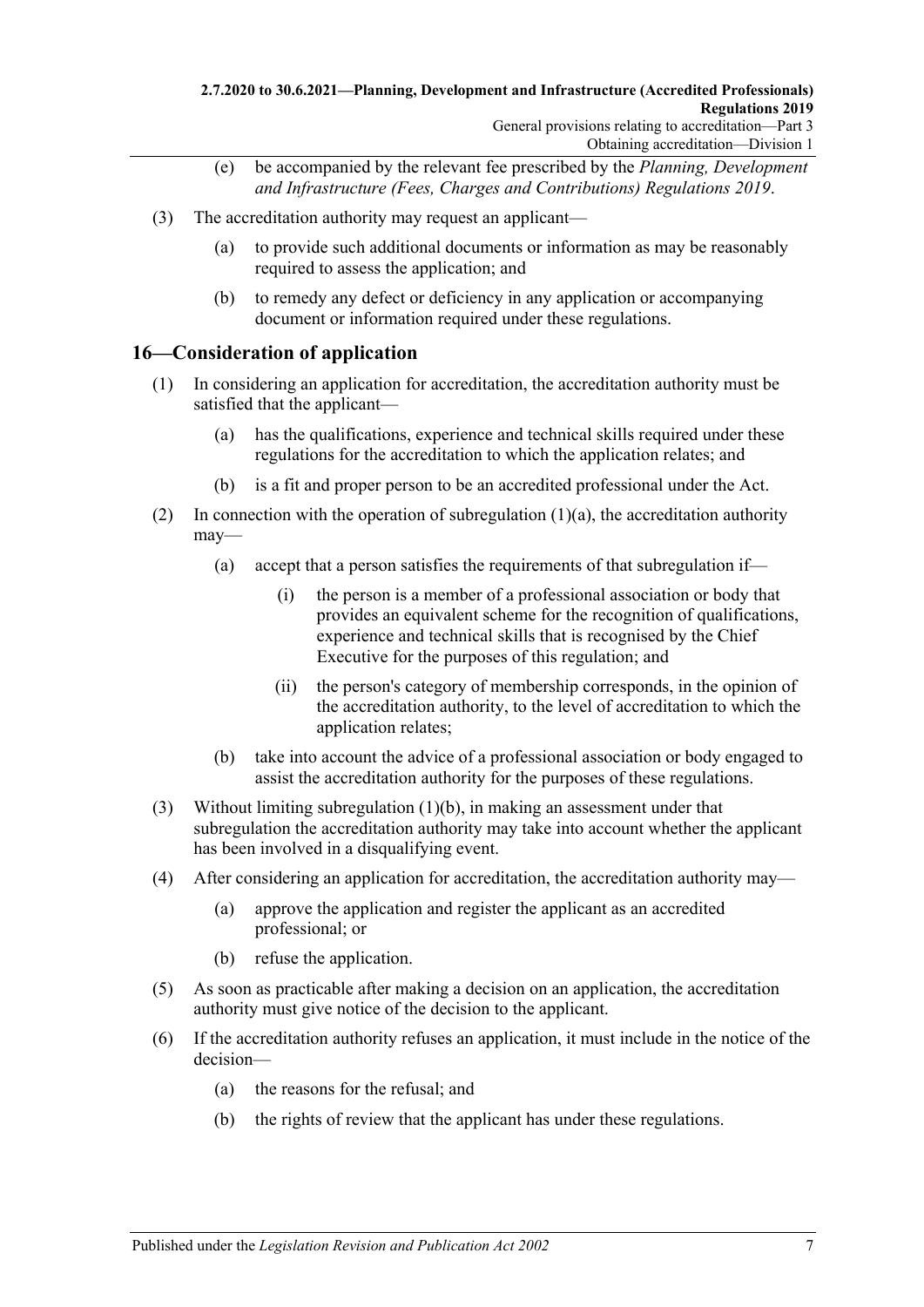(e) be accompanied by the relevant fee prescribed by the *Planning, Development and Infrastructure (Fees, Charges and Contributions) Regulations 2019*.

(3) The accreditation authority may request an applicant—

(a) to provide such additional documents or information as may be reasonably required to assess the application; and

(b) to remedy any defect or deficiency in any application or accompanying document or information required under these regulations.

## 16—Consideration of application

(1) In considering an application for accreditation, the accreditation authority must be satisfied that the applicant—

(a) has the qualifications, experience and technical skills required under these regulations for the accreditation to which the application relates; and

(b) is a fit and proper person to be an accredited professional under the Act.

(2) In connection with the operation of subregulation (1)(a), the accreditation authority may—

(a) accept that a person satisfies the requirements of that subregulation if—

(i) the person is a member of a professional association or body that provides an equivalent scheme for the recognition of qualifications, experience and technical skills that is recognised by the Chief Executive for the purposes of this regulation; and

(ii) the person's category of membership corresponds, in the opinion of the accreditation authority, to the level of accreditation to which the application relates;

(b) take into account the advice of a professional association or body engaged to assist the accreditation authority for the purposes of these regulations.

(3) Without limiting subregulation (1)(b), in making an assessment under that subregulation the accreditation authority may take into account whether the applicant has been involved in a disqualifying event.

(4) After considering an application for accreditation, the accreditation authority may—

(a) approve the application and register the applicant as an accredited professional; or

(b) refuse the application.

(5) As soon as practicable after making a decision on an application, the accreditation authority must give notice of the decision to the applicant.

(6) If the accreditation authority refuses an application, it must include in the notice of the decision—

(a) the reasons for the refusal; and

(b) the rights of review that the applicant has under these regulations.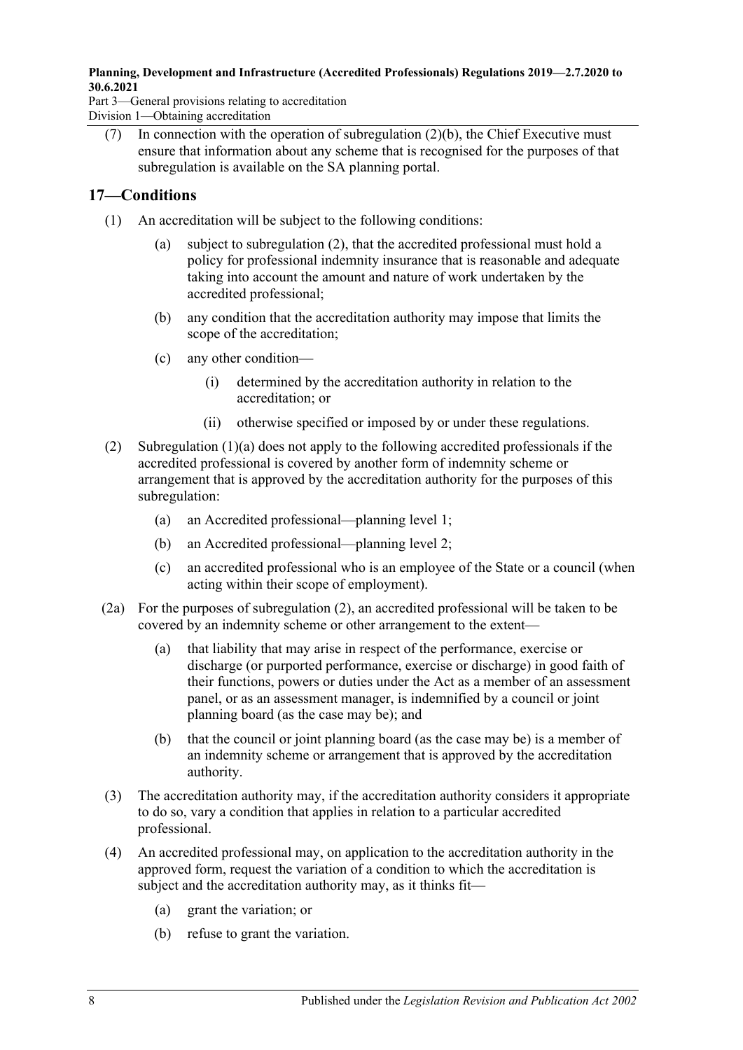(7) In connection with the operation of subregulation (2)(b), the Chief Executive must ensure that information about any scheme that is recognised for the purposes of that subregulation is available on the SA planning portal.

## 17—Conditions

(1) An accreditation will be subject to the following conditions:

(a) subject to subregulation (2), that the accredited professional must hold a policy for professional indemnity insurance that is reasonable and adequate taking into account the amount and nature of work undertaken by the accredited professional;

(b) any condition that the accreditation authority may impose that limits the scope of the accreditation;

(c) any other condition—

(i) determined by the accreditation authority in relation to the accreditation; or

(ii) otherwise specified or imposed by or under these regulations.

(2) Subregulation (1)(a) does not apply to the following accredited professionals if the accredited professional is covered by another form of indemnity scheme or arrangement that is approved by the accreditation authority for the purposes of this subregulation:

(a) an Accredited professional—planning level 1;

(b) an Accredited professional—planning level 2;

(c) an accredited professional who is an employee of the State or a council (when acting within their scope of employment).

(2a) For the purposes of subregulation (2), an accredited professional will be taken to be covered by an indemnity scheme or other arrangement to the extent—

(a) that liability that may arise in respect of the performance, exercise or discharge (or purported performance, exercise or discharge) in good faith of their functions, powers or duties under the Act as a member of an assessment panel, or as an assessment manager, is indemnified by a council or joint planning board (as the case may be); and

(b) that the council or joint planning board (as the case may be) is a member of an indemnity scheme or arrangement that is approved by the accreditation authority.

(3) The accreditation authority may, if the accreditation authority considers it appropriate to do so, vary a condition that applies in relation to a particular accredited professional.

(4) An accredited professional may, on application to the accreditation authority in the approved form, request the variation of a condition to which the accreditation is subject and the accreditation authority may, as it thinks fit—

(a) grant the variation; or

(b) refuse to grant the variation.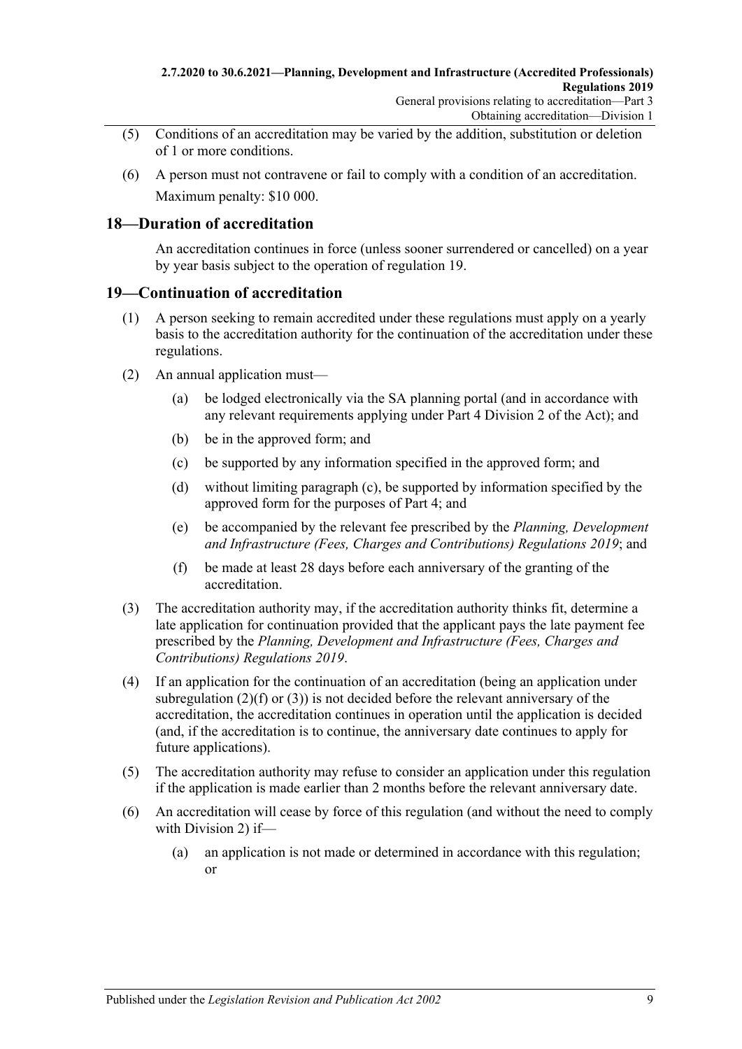(5) Conditions of an accreditation may be varied by the addition, substitution or deletion of 1 or more conditions.

(6) A person must not contravene or fail to comply with a condition of an accreditation.

Maximum penalty: $10 000.

## 18—Duration of accreditation

An accreditation continues in force (unless sooner surrendered or cancelled) on a year by year basis subject to the operation of regulation 19.

## 19—Continuation of accreditation

(1) A person seeking to remain accredited under these regulations must apply on a yearly basis to the accreditation authority for the continuation of the accreditation under these regulations.

(2) An annual application must—

(a) be lodged electronically via the SA planning portal (and in accordance with any relevant requirements applying under Part 4 Division 2 of the Act); and

(b) be in the approved form; and

(c) be supported by any information specified in the approved form; and

(d) without limiting paragraph (c), be supported by information specified by the approved form for the purposes of Part 4; and

(e) be accompanied by the relevant fee prescribed by the *Planning, Development and Infrastructure (Fees, Charges and Contributions) Regulations 2019*; and

(f) be made at least 28 days before each anniversary of the granting of the accreditation.

(3) The accreditation authority may, if the accreditation authority thinks fit, determine a late application for continuation provided that the applicant pays the late payment fee prescribed by the *Planning, Development and Infrastructure (Fees, Charges and Contributions) Regulations 2019*.

(4) If an application for the continuation of an accreditation (being an application under subregulation (2)(f) or (3)) is not decided before the relevant anniversary of the accreditation, the accreditation continues in operation until the application is decided (and, if the accreditation is to continue, the anniversary date continues to apply for future applications).

(5) The accreditation authority may refuse to consider an application under this regulation if the application is made earlier than 2 months before the relevant anniversary date.

(6) An accreditation will cease by force of this regulation (and without the need to comply with Division 2) if—

(a) an application is not made or determined in accordance with this regulation; or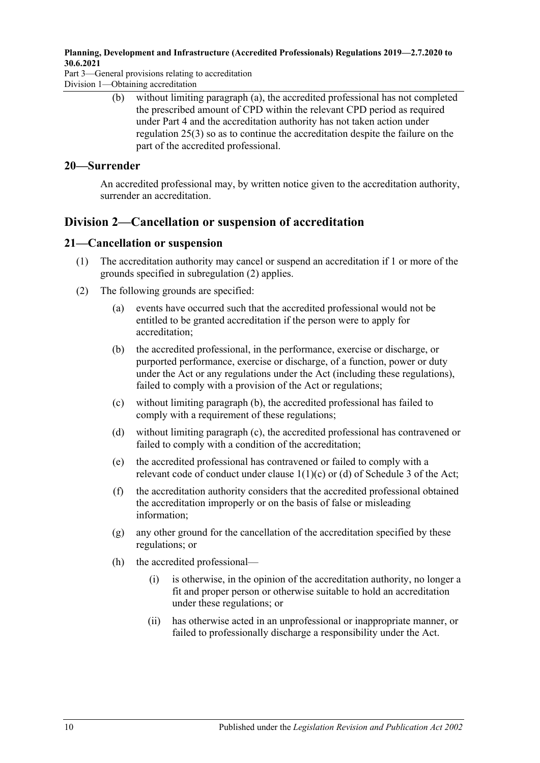(b) without limiting paragraph (a), the accredited professional has not completed the prescribed amount of CPD within the relevant CPD period as required under Part 4 and the accreditation authority has not taken action under regulation 25(3) so as to continue the accreditation despite the failure on the part of the accredited professional.

## 20—Surrender

An accredited professional may, by written notice given to the accreditation authority, surrender an accreditation.

# Division 2—Cancellation or suspension of accreditation

## 21—Cancellation or suspension

(1) The accreditation authority may cancel or suspend an accreditation if 1 or more of the grounds specified in subregulation (2) applies.

(2) The following grounds are specified:

(a) events have occurred such that the accredited professional would not be entitled to be granted accreditation if the person were to apply for accreditation;

(b) the accredited professional, in the performance, exercise or discharge, or purported performance, exercise or discharge, of a function, power or duty under the Act or any regulations under the Act (including these regulations), failed to comply with a provision of the Act or regulations;

(c) without limiting paragraph (b), the accredited professional has failed to comply with a requirement of these regulations;

(d) without limiting paragraph (c), the accredited professional has contravened or failed to comply with a condition of the accreditation;

(e) the accredited professional has contravened or failed to comply with a relevant code of conduct under clause 1(1)(c) or (d) of Schedule 3 of the Act;

(f) the accreditation authority considers that the accredited professional obtained the accreditation improperly or on the basis of false or misleading information;

(g) any other ground for the cancellation of the accreditation specified by these regulations; or

(h) the accredited professional—

(i) is otherwise, in the opinion of the accreditation authority, no longer a fit and proper person or otherwise suitable to hold an accreditation under these regulations; or

(ii) has otherwise acted in an unprofessional or inappropriate manner, or failed to professionally discharge a responsibility under the Act.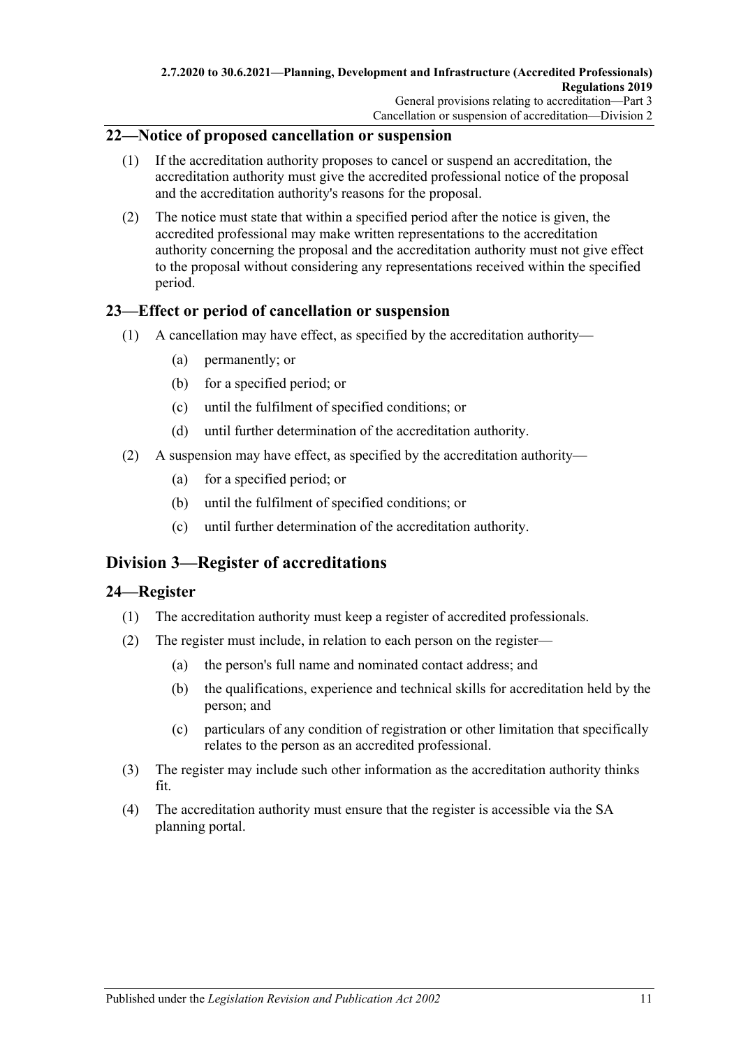## 22—Notice of proposed cancellation or suspension

(1) If the accreditation authority proposes to cancel or suspend an accreditation, the accreditation authority must give the accredited professional notice of the proposal and the accreditation authority's reasons for the proposal.

(2) The notice must state that within a specified period after the notice is given, the accredited professional may make written representations to the accreditation authority concerning the proposal and the accreditation authority must not give effect to the proposal without considering any representations received within the specified period.

## 23—Effect or period of cancellation or suspension

(1) A cancellation may have effect, as specified by the accreditation authority—

(a) permanently; or

(b) for a specified period; or

(c) until the fulfilment of specified conditions; or

(d) until further determination of the accreditation authority.

(2) A suspension may have effect, as specified by the accreditation authority—

(a) for a specified period; or

(b) until the fulfilment of specified conditions; or

(c) until further determination of the accreditation authority.

# Division 3—Register of accreditations

## 24—Register

(1) The accreditation authority must keep a register of accredited professionals.

(2) The register must include, in relation to each person on the register—

(a) the person's full name and nominated contact address; and

(b) the qualifications, experience and technical skills for accreditation held by the person; and

(c) particulars of any condition of registration or other limitation that specifically relates to the person as an accredited professional.

(3) The register may include such other information as the accreditation authority thinks fit.

(4) The accreditation authority must ensure that the register is accessible via the SA planning portal.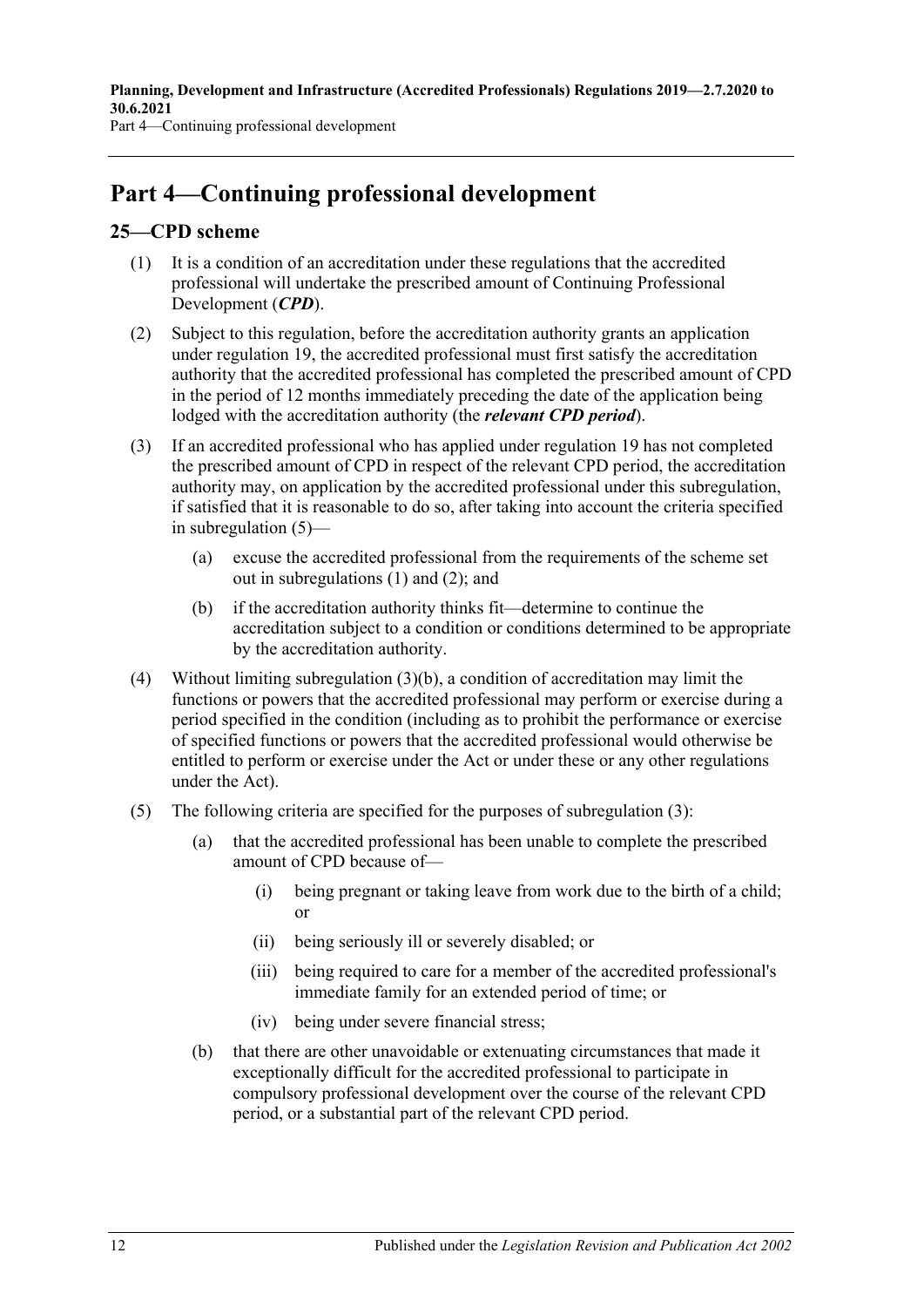# Part 4—Continuing professional development

## 25—CPD scheme

(1) It is a condition of an accreditation under these regulations that the accredited professional will undertake the prescribed amount of Continuing Professional Development (***CPD***).

(2) Subject to this regulation, before the accreditation authority grants an application under regulation 19, the accredited professional must first satisfy the accreditation authority that the accredited professional has completed the prescribed amount of CPD in the period of 12 months immediately preceding the date of the application being lodged with the accreditation authority (the ***relevant CPD period***).

(3) If an accredited professional who has applied under regulation 19 has not completed the prescribed amount of CPD in respect of the relevant CPD period, the accreditation authority may, on application by the accredited professional under this subregulation, if satisfied that it is reasonable to do so, after taking into account the criteria specified in subregulation (5)—

(a) excuse the accredited professional from the requirements of the scheme set out in subregulations (1) and (2); and

(b) if the accreditation authority thinks fit—determine to continue the accreditation subject to a condition or conditions determined to be appropriate by the accreditation authority.

(4) Without limiting subregulation (3)(b), a condition of accreditation may limit the functions or powers that the accredited professional may perform or exercise during a period specified in the condition (including as to prohibit the performance or exercise of specified functions or powers that the accredited professional would otherwise be entitled to perform or exercise under the Act or under these or any other regulations under the Act).

(5) The following criteria are specified for the purposes of subregulation (3):

(a) that the accredited professional has been unable to complete the prescribed amount of CPD because of—

(i) being pregnant or taking leave from work due to the birth of a child; or

(ii) being seriously ill or severely disabled; or

(iii) being required to care for a member of the accredited professional's immediate family for an extended period of time; or

(iv) being under severe financial stress;

(b) that there are other unavoidable or extenuating circumstances that made it exceptionally difficult for the accredited professional to participate in compulsory professional development over the course of the relevant CPD period, or a substantial part of the relevant CPD period.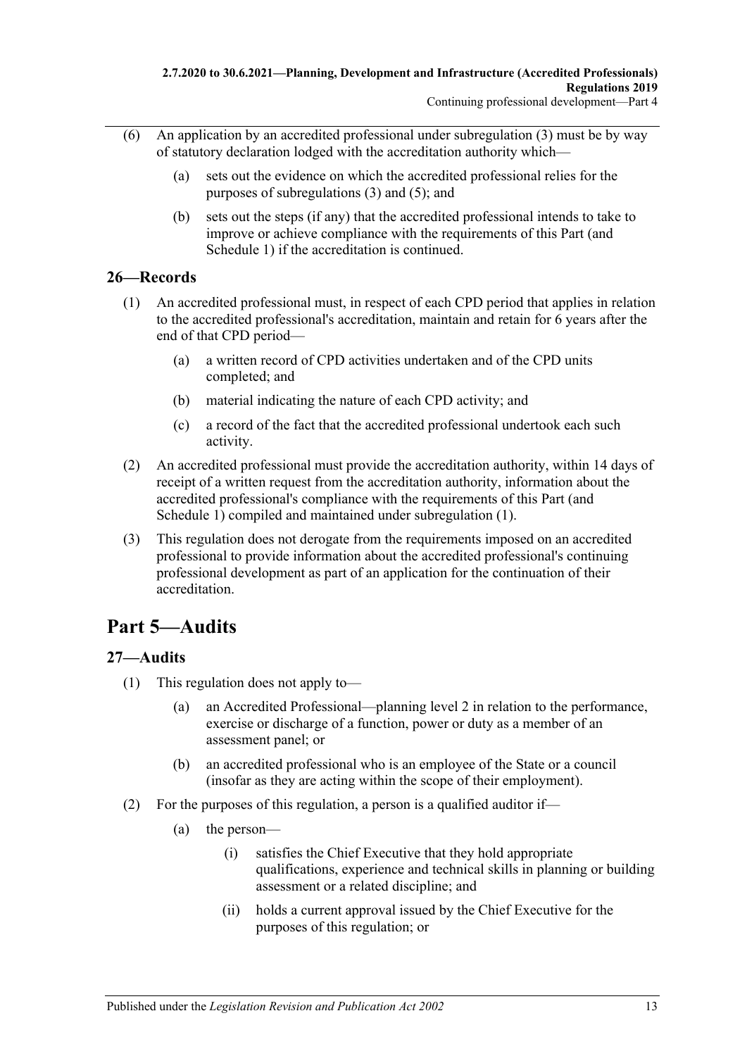(6) An application by an accredited professional under subregulation (3) must be by way of statutory declaration lodged with the accreditation authority which—

(a) sets out the evidence on which the accredited professional relies for the purposes of subregulations (3) and (5); and

(b) sets out the steps (if any) that the accredited professional intends to take to improve or achieve compliance with the requirements of this Part (and Schedule 1) if the accreditation is continued.

## 26—Records

(1) An accredited professional must, in respect of each CPD period that applies in relation to the accredited professional's accreditation, maintain and retain for 6 years after the end of that CPD period—

(a) a written record of CPD activities undertaken and of the CPD units completed; and

(b) material indicating the nature of each CPD activity; and

(c) a record of the fact that the accredited professional undertook each such activity.

(2) An accredited professional must provide the accreditation authority, within 14 days of receipt of a written request from the accreditation authority, information about the accredited professional's compliance with the requirements of this Part (and Schedule 1) compiled and maintained under subregulation (1).

(3) This regulation does not derogate from the requirements imposed on an accredited professional to provide information about the accredited professional's continuing professional development as part of an application for the continuation of their accreditation.

# Part 5—Audits

## 27—Audits

(1) This regulation does not apply to—

(a) an Accredited Professional—planning level 2 in relation to the performance, exercise or discharge of a function, power or duty as a member of an assessment panel; or

(b) an accredited professional who is an employee of the State or a council (insofar as they are acting within the scope of their employment).

(2) For the purposes of this regulation, a person is a qualified auditor if—

(a) the person—

(i) satisfies the Chief Executive that they hold appropriate qualifications, experience and technical skills in planning or building assessment or a related discipline; and

(ii) holds a current approval issued by the Chief Executive for the purposes of this regulation; or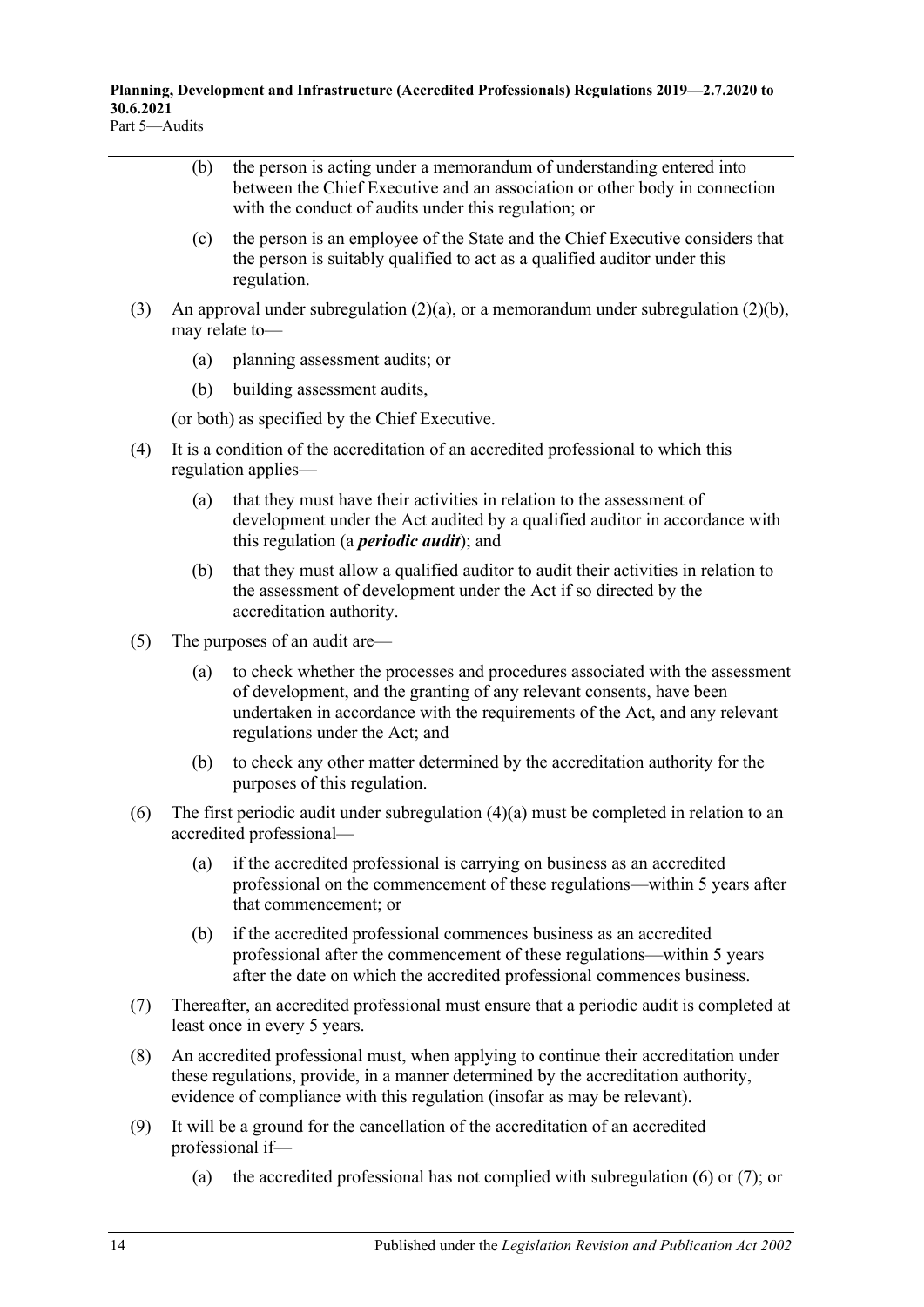(b) the person is acting under a memorandum of understanding entered into between the Chief Executive and an association or other body in connection with the conduct of audits under this regulation; or

(c) the person is an employee of the State and the Chief Executive considers that the person is suitably qualified to act as a qualified auditor under this regulation.

(3) An approval under subregulation (2)(a), or a memorandum under subregulation (2)(b), may relate to—

(a) planning assessment audits; or

(b) building assessment audits,

(or both) as specified by the Chief Executive.

(4) It is a condition of the accreditation of an accredited professional to which this regulation applies—

(a) that they must have their activities in relation to the assessment of development under the Act audited by a qualified auditor in accordance with this regulation (a ***periodic audit***); and

(b) that they must allow a qualified auditor to audit their activities in relation to the assessment of development under the Act if so directed by the accreditation authority.

(5) The purposes of an audit are—

(a) to check whether the processes and procedures associated with the assessment of development, and the granting of any relevant consents, have been undertaken in accordance with the requirements of the Act, and any relevant regulations under the Act; and

(b) to check any other matter determined by the accreditation authority for the purposes of this regulation.

(6) The first periodic audit under subregulation (4)(a) must be completed in relation to an accredited professional—

(a) if the accredited professional is carrying on business as an accredited professional on the commencement of these regulations—within 5 years after that commencement; or

(b) if the accredited professional commences business as an accredited professional after the commencement of these regulations—within 5 years after the date on which the accredited professional commences business.

(7) Thereafter, an accredited professional must ensure that a periodic audit is completed at least once in every 5 years.

(8) An accredited professional must, when applying to continue their accreditation under these regulations, provide, in a manner determined by the accreditation authority, evidence of compliance with this regulation (insofar as may be relevant).

(9) It will be a ground for the cancellation of the accreditation of an accredited professional if—

(a) the accredited professional has not complied with subregulation (6) or (7); or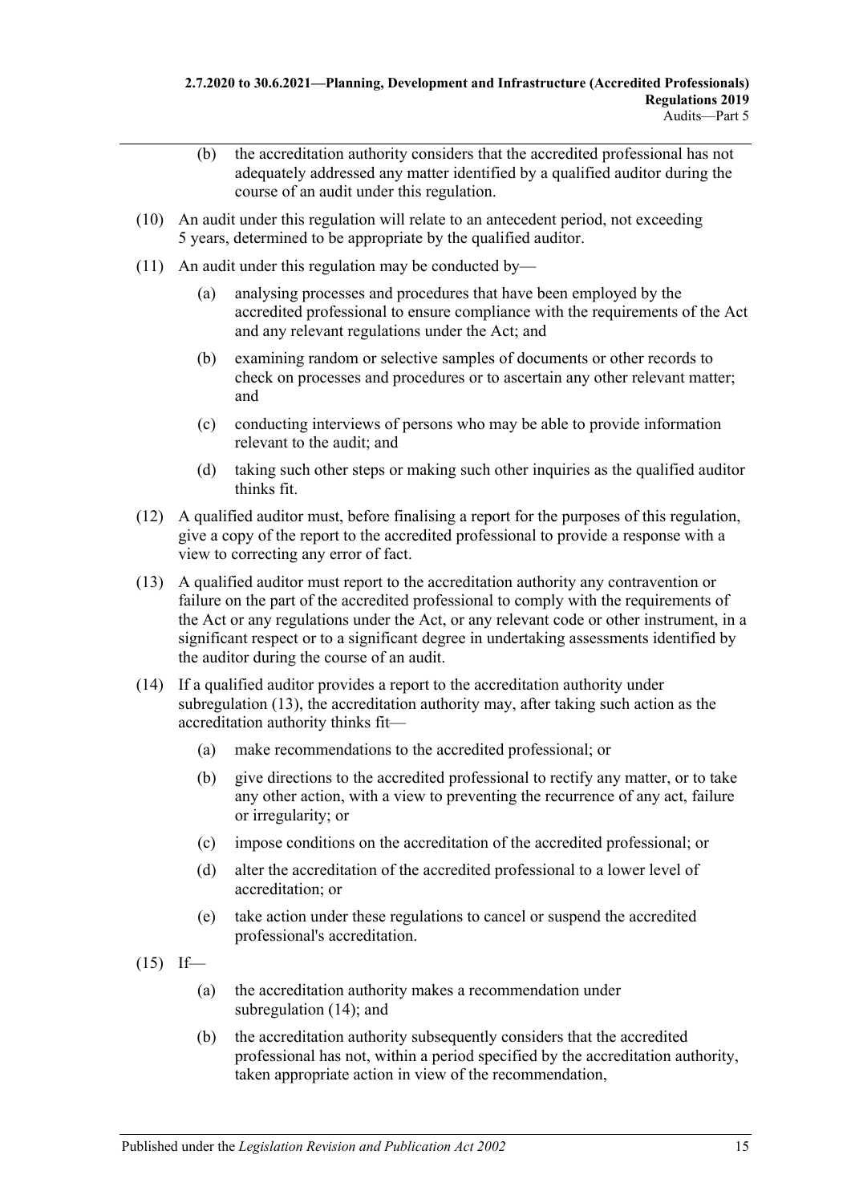(b) the accreditation authority considers that the accredited professional has not adequately addressed any matter identified by a qualified auditor during the course of an audit under this regulation.

(10) An audit under this regulation will relate to an antecedent period, not exceeding 5 years, determined to be appropriate by the qualified auditor.

(11) An audit under this regulation may be conducted by—

(a) analysing processes and procedures that have been employed by the accredited professional to ensure compliance with the requirements of the Act and any relevant regulations under the Act; and

(b) examining random or selective samples of documents or other records to check on processes and procedures or to ascertain any other relevant matter; and

(c) conducting interviews of persons who may be able to provide information relevant to the audit; and

(d) taking such other steps or making such other inquiries as the qualified auditor thinks fit.

(12) A qualified auditor must, before finalising a report for the purposes of this regulation, give a copy of the report to the accredited professional to provide a response with a view to correcting any error of fact.

(13) A qualified auditor must report to the accreditation authority any contravention or failure on the part of the accredited professional to comply with the requirements of the Act or any regulations under the Act, or any relevant code or other instrument, in a significant respect or to a significant degree in undertaking assessments identified by the auditor during the course of an audit.

(14) If a qualified auditor provides a report to the accreditation authority under subregulation (13), the accreditation authority may, after taking such action as the accreditation authority thinks fit—

(a) make recommendations to the accredited professional; or

(b) give directions to the accredited professional to rectify any matter, or to take any other action, with a view to preventing the recurrence of any act, failure or irregularity; or

(c) impose conditions on the accreditation of the accredited professional; or

(d) alter the accreditation of the accredited professional to a lower level of accreditation; or

(e) take action under these regulations to cancel or suspend the accredited professional's accreditation.

(15) If—

(a) the accreditation authority makes a recommendation under subregulation (14); and

(b) the accreditation authority subsequently considers that the accredited professional has not, within a period specified by the accreditation authority, taken appropriate action in view of the recommendation,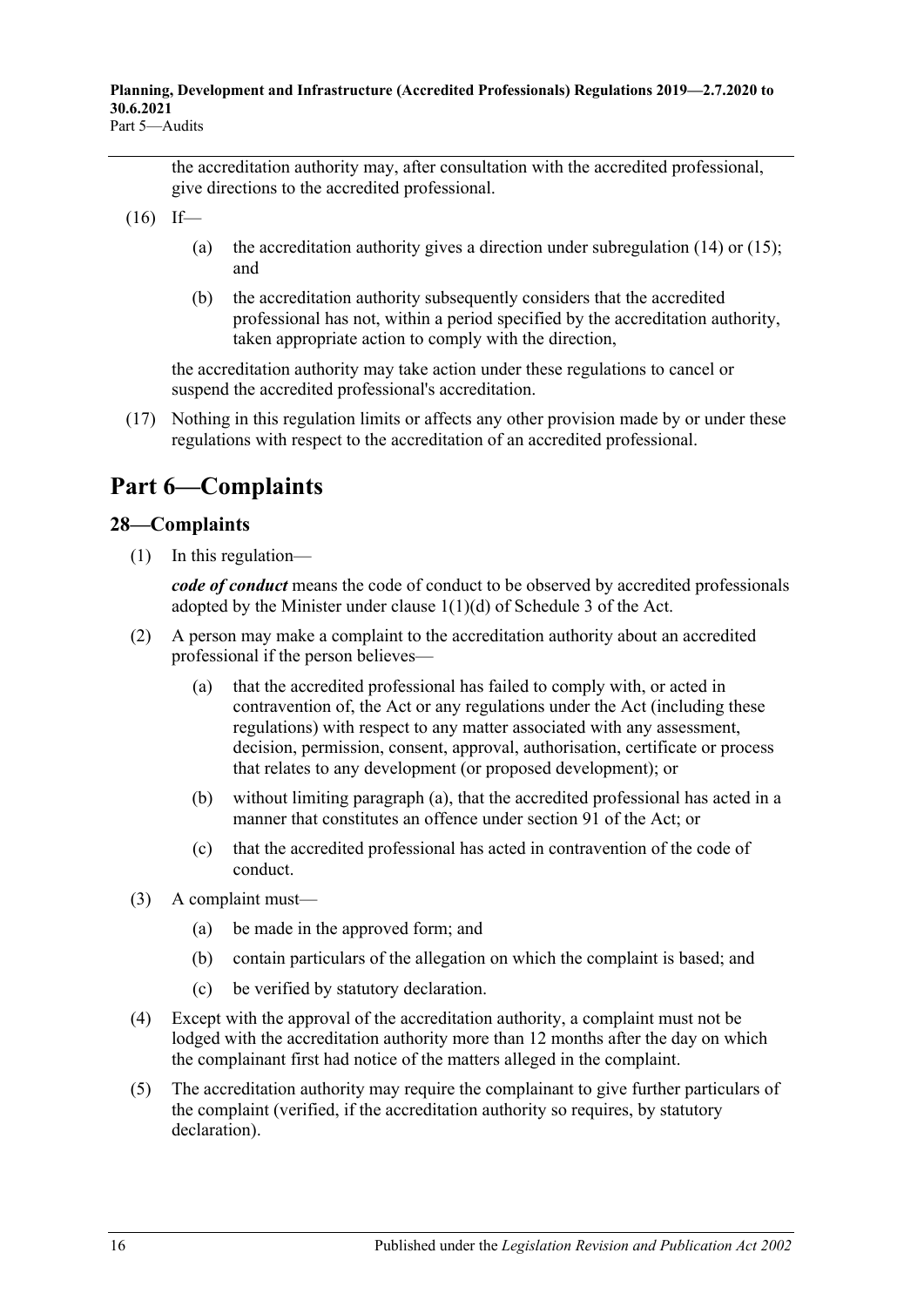the accreditation authority may, after consultation with the accredited professional, give directions to the accredited professional.

(16) If—

(a) the accreditation authority gives a direction under subregulation (14) or (15); and

(b) the accreditation authority subsequently considers that the accredited professional has not, within a period specified by the accreditation authority, taken appropriate action to comply with the direction,

the accreditation authority may take action under these regulations to cancel or suspend the accredited professional's accreditation.

(17) Nothing in this regulation limits or affects any other provision made by or under these regulations with respect to the accreditation of an accredited professional.

# Part 6—Complaints

## 28—Complaints

(1) In this regulation—

***code of conduct*** means the code of conduct to be observed by accredited professionals adopted by the Minister under clause 1(1)(d) of Schedule 3 of the Act.

(2) A person may make a complaint to the accreditation authority about an accredited professional if the person believes—

(a) that the accredited professional has failed to comply with, or acted in contravention of, the Act or any regulations under the Act (including these regulations) with respect to any matter associated with any assessment, decision, permission, consent, approval, authorisation, certificate or process that relates to any development (or proposed development); or

(b) without limiting paragraph (a), that the accredited professional has acted in a manner that constitutes an offence under section 91 of the Act; or

(c) that the accredited professional has acted in contravention of the code of conduct.

(3) A complaint must—

(a) be made in the approved form; and

(b) contain particulars of the allegation on which the complaint is based; and

(c) be verified by statutory declaration.

(4) Except with the approval of the accreditation authority, a complaint must not be lodged with the accreditation authority more than 12 months after the day on which the complainant first had notice of the matters alleged in the complaint.

(5) The accreditation authority may require the complainant to give further particulars of the complaint (verified, if the accreditation authority so requires, by statutory declaration).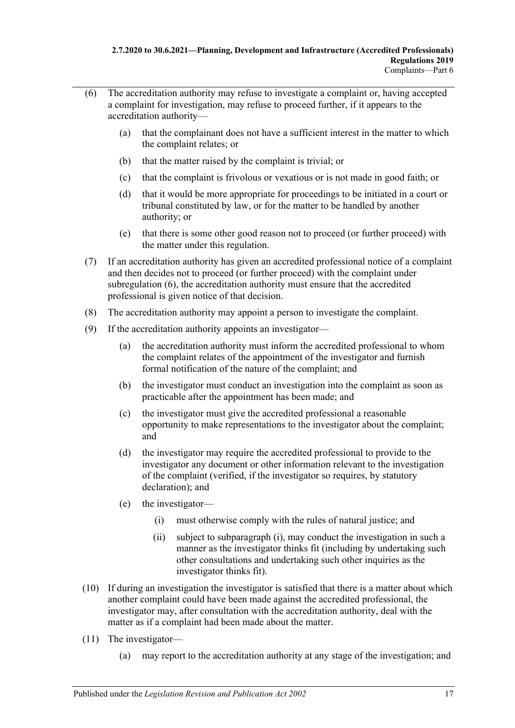(6) The accreditation authority may refuse to investigate a complaint or, having accepted a complaint for investigation, may refuse to proceed further, if it appears to the accreditation authority—

 (a) that the complainant does not have a sufficient interest in the matter to which the complaint relates; or

 (b) that the matter raised by the complaint is trivial; or

 (c) that the complaint is frivolous or vexatious or is not made in good faith; or

 (d) that it would be more appropriate for proceedings to be initiated in a court or tribunal constituted by law, or for the matter to be handled by another authority; or

 (e) that there is some other good reason not to proceed (or further proceed) with the matter under this regulation.

(7) If an accreditation authority has given an accredited professional notice of a complaint and then decides not to proceed (or further proceed) with the complaint under subregulation (6), the accreditation authority must ensure that the accredited professional is given notice of that decision.

(8) The accreditation authority may appoint a person to investigate the complaint.

(9) If the accreditation authority appoints an investigator—

 (a) the accreditation authority must inform the accredited professional to whom the complaint relates of the appointment of the investigator and furnish formal notification of the nature of the complaint; and

 (b) the investigator must conduct an investigation into the complaint as soon as practicable after the appointment has been made; and

 (c) the investigator must give the accredited professional a reasonable opportunity to make representations to the investigator about the complaint; and

 (d) the investigator may require the accredited professional to provide to the investigator any document or other information relevant to the investigation of the complaint (verified, if the investigator so requires, by statutory declaration); and

 (e) the investigator—

  (i) must otherwise comply with the rules of natural justice; and

  (ii) subject to subparagraph (i), may conduct the investigation in such a manner as the investigator thinks fit (including by undertaking such other consultations and undertaking such other inquiries as the investigator thinks fit).

(10) If during an investigation the investigator is satisfied that there is a matter about which another complaint could have been made against the accredited professional, the investigator may, after consultation with the accreditation authority, deal with the matter as if a complaint had been made about the matter.

(11) The investigator—

 (a) may report to the accreditation authority at any stage of the investigation; and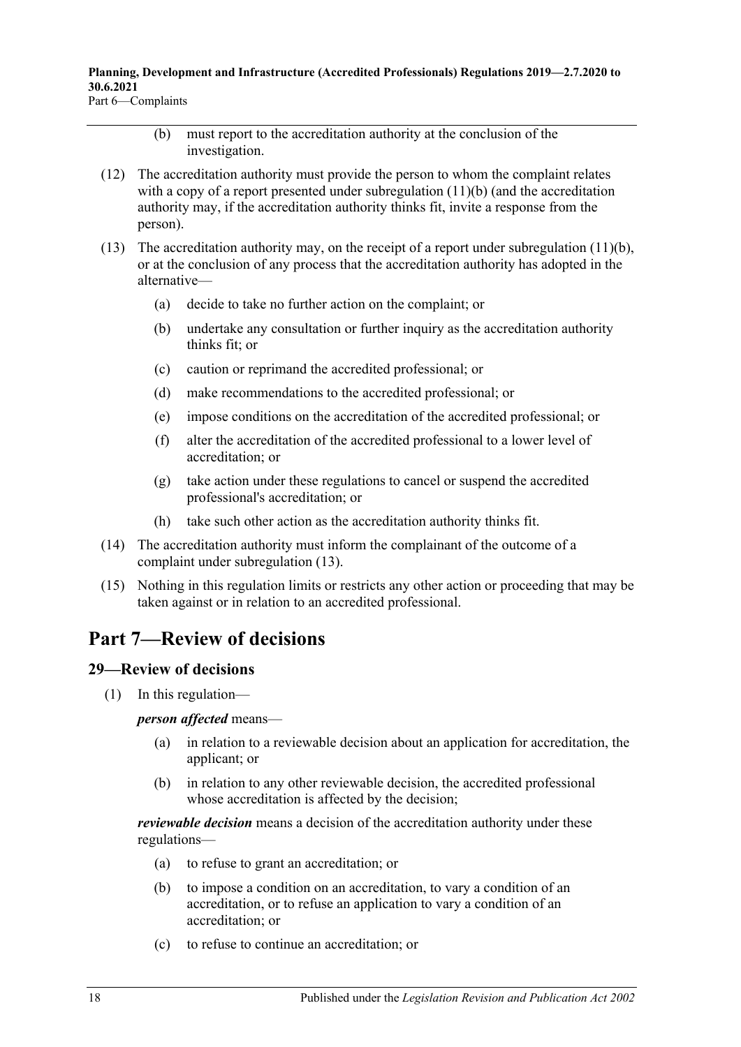(b) must report to the accreditation authority at the conclusion of the investigation.

(12) The accreditation authority must provide the person to whom the complaint relates with a copy of a report presented under subregulation (11)(b) (and the accreditation authority may, if the accreditation authority thinks fit, invite a response from the person).

(13) The accreditation authority may, on the receipt of a report under subregulation (11)(b), or at the conclusion of any process that the accreditation authority has adopted in the alternative—

(a) decide to take no further action on the complaint; or

(b) undertake any consultation or further inquiry as the accreditation authority thinks fit; or

(c) caution or reprimand the accredited professional; or

(d) make recommendations to the accredited professional; or

(e) impose conditions on the accreditation of the accredited professional; or

(f) alter the accreditation of the accredited professional to a lower level of accreditation; or

(g) take action under these regulations to cancel or suspend the accredited professional's accreditation; or

(h) take such other action as the accreditation authority thinks fit.

(14) The accreditation authority must inform the complainant of the outcome of a complaint under subregulation (13).

(15) Nothing in this regulation limits or restricts any other action or proceeding that may be taken against or in relation to an accredited professional.

# Part 7—Review of decisions

## 29—Review of decisions

(1) In this regulation—

***person affected*** means—

(a) in relation to a reviewable decision about an application for accreditation, the applicant; or

(b) in relation to any other reviewable decision, the accredited professional whose accreditation is affected by the decision;

***reviewable decision*** means a decision of the accreditation authority under these regulations—

(a) to refuse to grant an accreditation; or

(b) to impose a condition on an accreditation, to vary a condition of an accreditation, or to refuse an application to vary a condition of an accreditation; or

(c) to refuse to continue an accreditation; or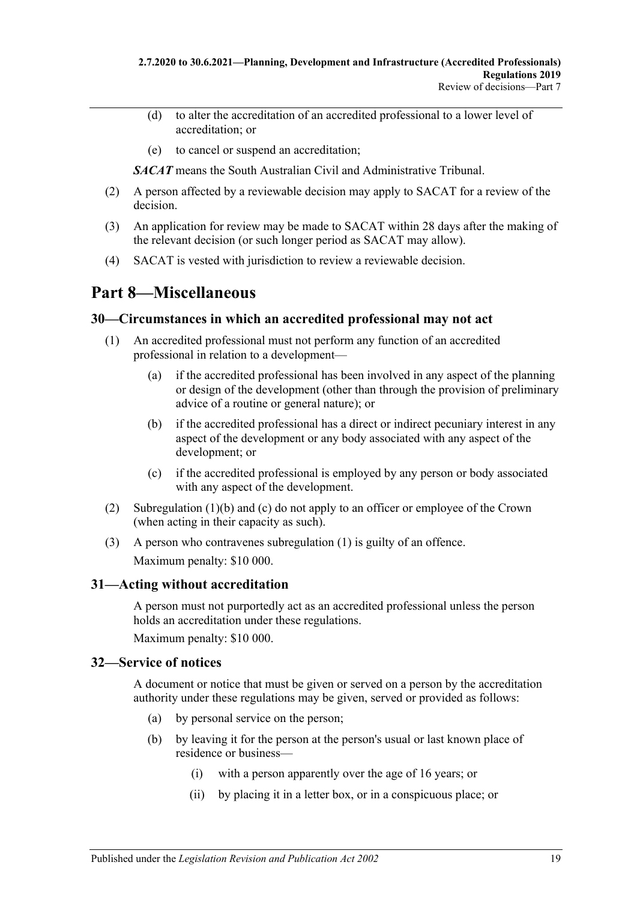(d) to alter the accreditation of an accredited professional to a lower level of accreditation; or

(e) to cancel or suspend an accreditation;

***SACAT*** means the South Australian Civil and Administrative Tribunal.

(2) A person affected by a reviewable decision may apply to SACAT for a review of the decision.

(3) An application for review may be made to SACAT within 28 days after the making of the relevant decision (or such longer period as SACAT may allow).

(4) SACAT is vested with jurisdiction to review a reviewable decision.

# Part 8—Miscellaneous

## 30—Circumstances in which an accredited professional may not act

(1) An accredited professional must not perform any function of an accredited professional in relation to a development—

(a) if the accredited professional has been involved in any aspect of the planning or design of the development (other than through the provision of preliminary advice of a routine or general nature); or

(b) if the accredited professional has a direct or indirect pecuniary interest in any aspect of the development or any body associated with any aspect of the development; or

(c) if the accredited professional is employed by any person or body associated with any aspect of the development.

(2) Subregulation (1)(b) and (c) do not apply to an officer or employee of the Crown (when acting in their capacity as such).

(3) A person who contravenes subregulation (1) is guilty of an offence.

Maximum penalty: $10 000.

## 31—Acting without accreditation

A person must not purportedly act as an accredited professional unless the person holds an accreditation under these regulations.

Maximum penalty: $10 000.

## 32—Service of notices

A document or notice that must be given or served on a person by the accreditation authority under these regulations may be given, served or provided as follows:

(a) by personal service on the person;

(b) by leaving it for the person at the person's usual or last known place of residence or business—

(i) with a person apparently over the age of 16 years; or

(ii) by placing it in a letter box, or in a conspicuous place; or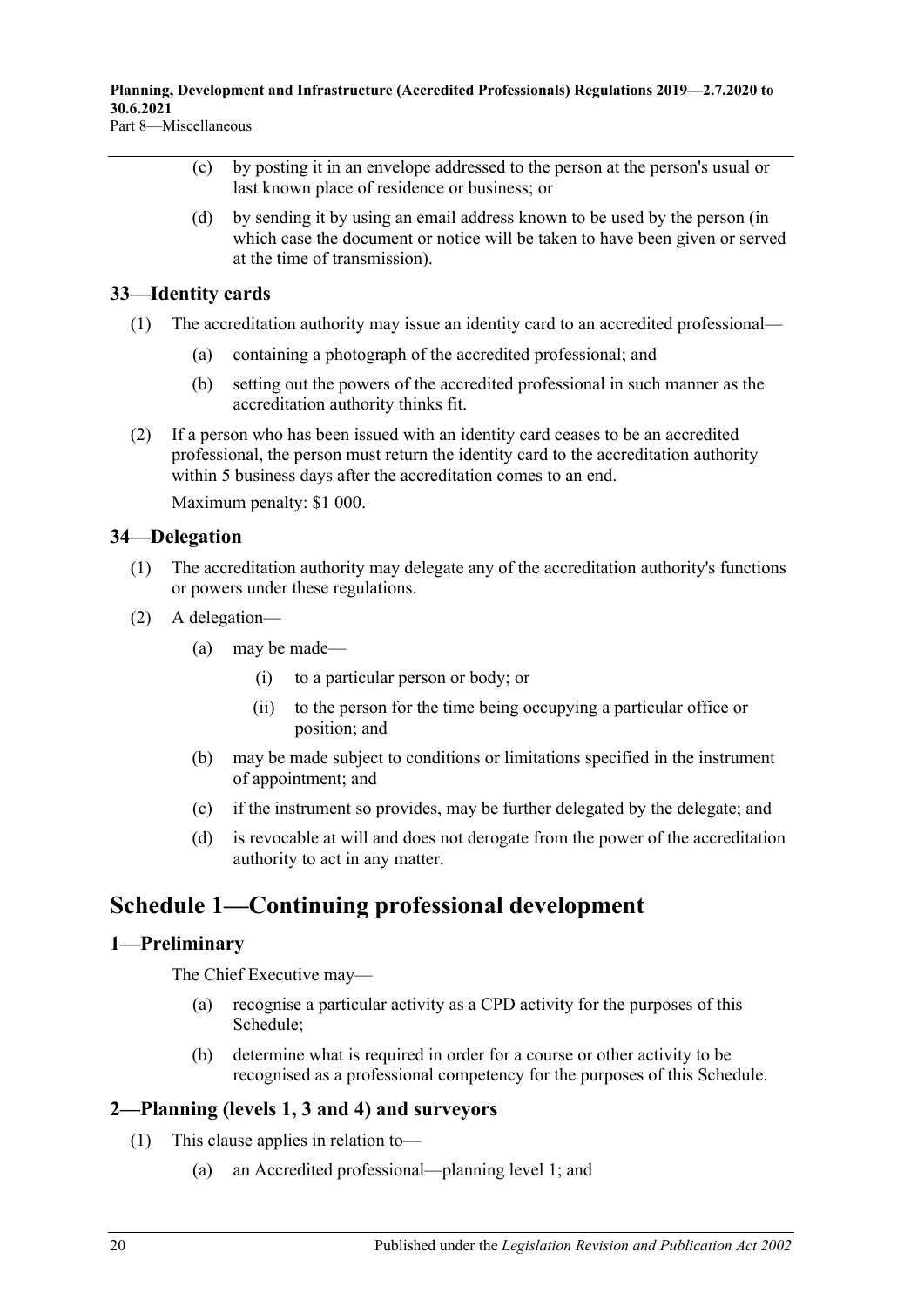(c) by posting it in an envelope addressed to the person at the person's usual or last known place of residence or business; or

(d) by sending it by using an email address known to be used by the person (in which case the document or notice will be taken to have been given or served at the time of transmission).

## 33—Identity cards

(1) The accreditation authority may issue an identity card to an accredited professional—

(a) containing a photograph of the accredited professional; and

(b) setting out the powers of the accredited professional in such manner as the accreditation authority thinks fit.

(2) If a person who has been issued with an identity card ceases to be an accredited professional, the person must return the identity card to the accreditation authority within 5 business days after the accreditation comes to an end.

Maximum penalty: $1 000.

## 34—Delegation

(1) The accreditation authority may delegate any of the accreditation authority's functions or powers under these regulations.

(2) A delegation—

(a) may be made—

(i) to a particular person or body; or

(ii) to the person for the time being occupying a particular office or position; and

(b) may be made subject to conditions or limitations specified in the instrument of appointment; and

(c) if the instrument so provides, may be further delegated by the delegate; and

(d) is revocable at will and does not derogate from the power of the accreditation authority to act in any matter.

# Schedule 1—Continuing professional development

## 1—Preliminary

The Chief Executive may—

(a) recognise a particular activity as a CPD activity for the purposes of this Schedule;

(b) determine what is required in order for a course or other activity to be recognised as a professional competency for the purposes of this Schedule.

## 2—Planning (levels 1, 3 and 4) and surveyors

(1) This clause applies in relation to—

(a) an Accredited professional—planning level 1; and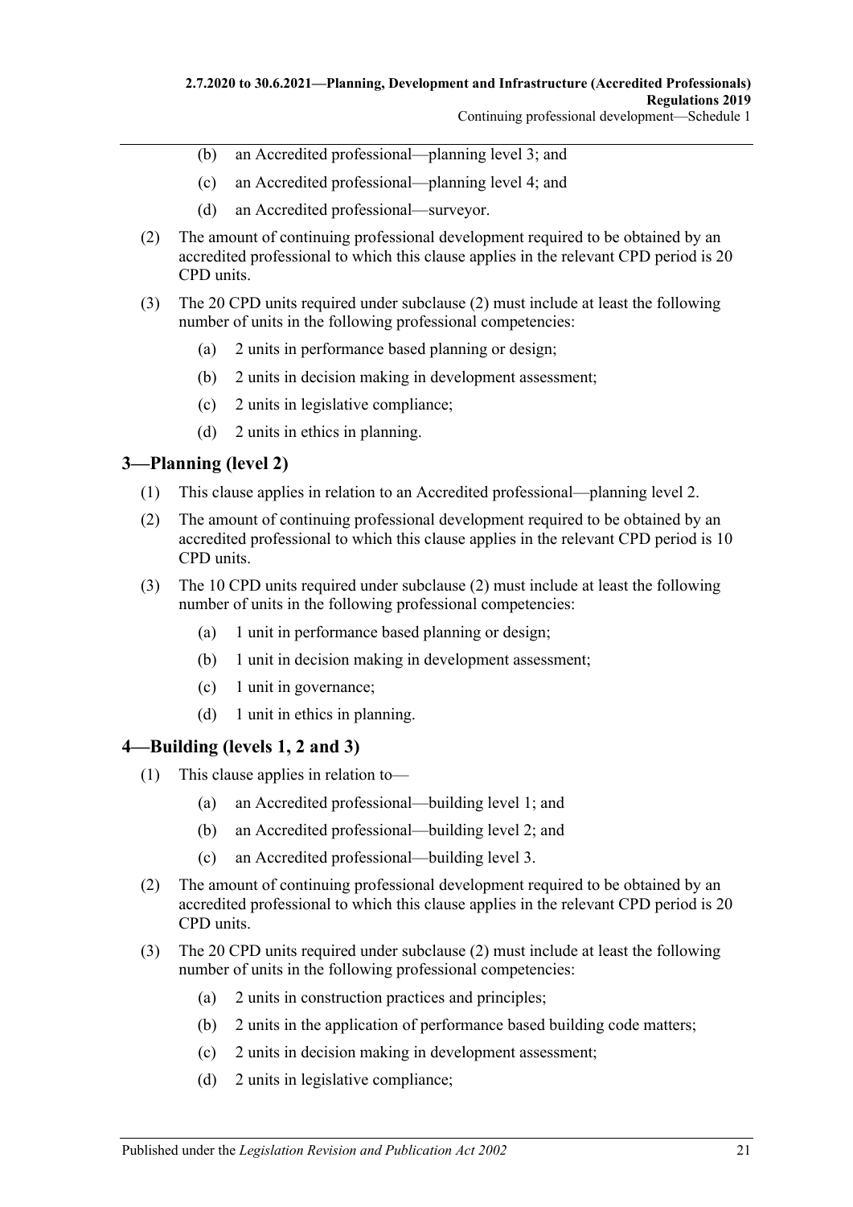(b) an Accredited professional—planning level 3; and

(c) an Accredited professional—planning level 4; and

(d) an Accredited professional—surveyor.

(2) The amount of continuing professional development required to be obtained by an accredited professional to which this clause applies in the relevant CPD period is 20 CPD units.

(3) The 20 CPD units required under subclause (2) must include at least the following number of units in the following professional competencies:

(a) 2 units in performance based planning or design;

(b) 2 units in decision making in development assessment;

(c) 2 units in legislative compliance;

(d) 2 units in ethics in planning.

## 3—Planning (level 2)

(1) This clause applies in relation to an Accredited professional—planning level 2.

(2) The amount of continuing professional development required to be obtained by an accredited professional to which this clause applies in the relevant CPD period is 10 CPD units.

(3) The 10 CPD units required under subclause (2) must include at least the following number of units in the following professional competencies:

(a) 1 unit in performance based planning or design;

(b) 1 unit in decision making in development assessment;

(c) 1 unit in governance;

(d) 1 unit in ethics in planning.

## 4—Building (levels 1, 2 and 3)

(1) This clause applies in relation to—

(a) an Accredited professional—building level 1; and

(b) an Accredited professional—building level 2; and

(c) an Accredited professional—building level 3.

(2) The amount of continuing professional development required to be obtained by an accredited professional to which this clause applies in the relevant CPD period is 20 CPD units.

(3) The 20 CPD units required under subclause (2) must include at least the following number of units in the following professional competencies:

(a) 2 units in construction practices and principles;

(b) 2 units in the application of performance based building code matters;

(c) 2 units in decision making in development assessment;

(d) 2 units in legislative compliance;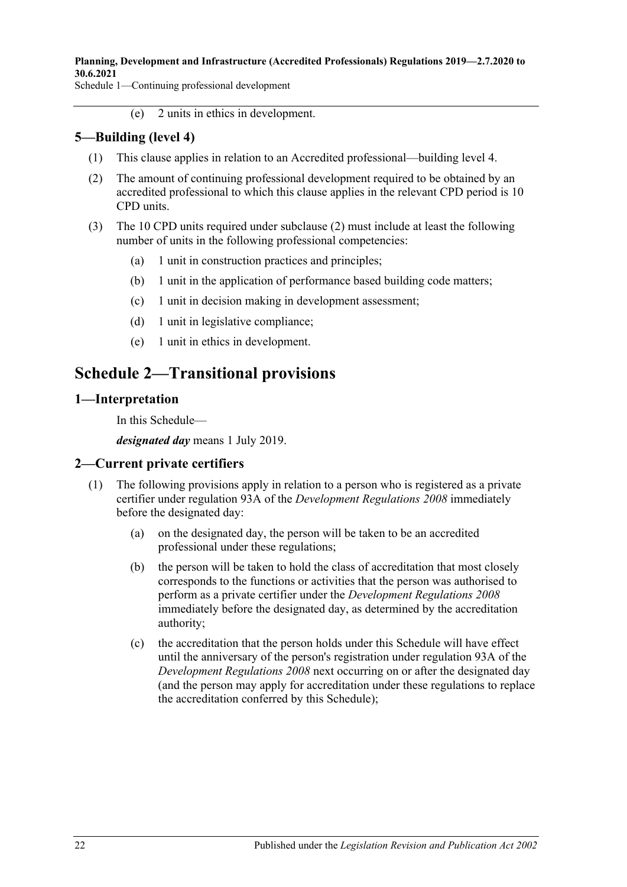(e) 2 units in ethics in development.

### 5—Building (level 4)

(1) This clause applies in relation to an Accredited professional—building level 4.

(2) The amount of continuing professional development required to be obtained by an accredited professional to which this clause applies in the relevant CPD period is 10 CPD units.

(3) The 10 CPD units required under subclause (2) must include at least the following number of units in the following professional competencies:

(a) 1 unit in construction practices and principles;

(b) 1 unit in the application of performance based building code matters;

(c) 1 unit in decision making in development assessment;

(d) 1 unit in legislative compliance;

(e) 1 unit in ethics in development.

## Schedule 2—Transitional provisions

### 1—Interpretation

In this Schedule—

***designated day*** means 1 July 2019.

### 2—Current private certifiers

(1) The following provisions apply in relation to a person who is registered as a private certifier under regulation 93A of the *Development Regulations 2008* immediately before the designated day:

(a) on the designated day, the person will be taken to be an accredited professional under these regulations;

(b) the person will be taken to hold the class of accreditation that most closely corresponds to the functions or activities that the person was authorised to perform as a private certifier under the *Development Regulations 2008* immediately before the designated day, as determined by the accreditation authority;

(c) the accreditation that the person holds under this Schedule will have effect until the anniversary of the person's registration under regulation 93A of the *Development Regulations 2008* next occurring on or after the designated day (and the person may apply for accreditation under these regulations to replace the accreditation conferred by this Schedule);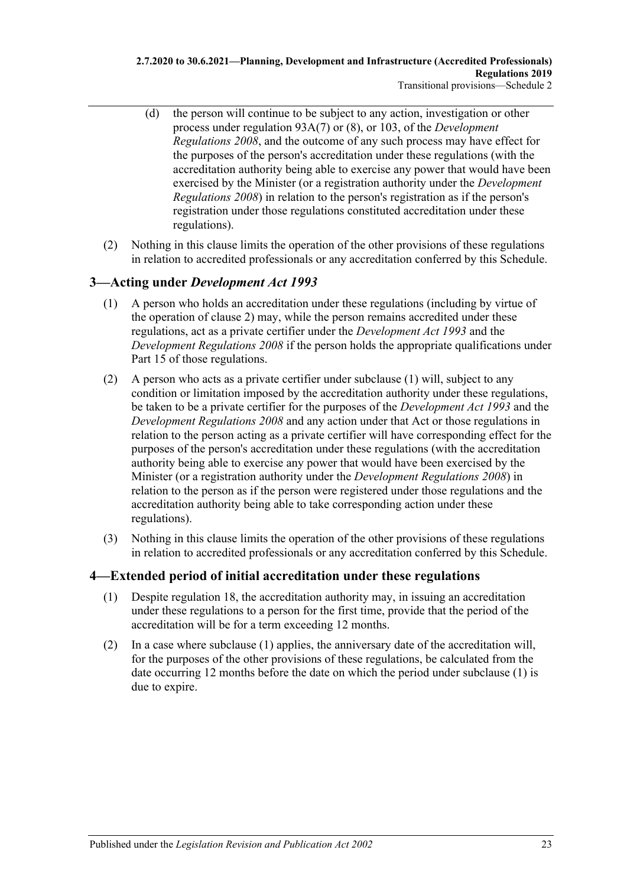(d) the person will continue to be subject to any action, investigation or other process under regulation 93A(7) or (8), or 103, of the *Development Regulations 2008*, and the outcome of any such process may have effect for the purposes of the person's accreditation under these regulations (with the accreditation authority being able to exercise any power that would have been exercised by the Minister (or a registration authority under the *Development Regulations 2008*) in relation to the person's registration as if the person's registration under those regulations constituted accreditation under these regulations).

(2) Nothing in this clause limits the operation of the other provisions of these regulations in relation to accredited professionals or any accreditation conferred by this Schedule.

## 3—Acting under *Development Act 1993*

(1) A person who holds an accreditation under these regulations (including by virtue of the operation of clause 2) may, while the person remains accredited under these regulations, act as a private certifier under the *Development Act 1993* and the *Development Regulations 2008* if the person holds the appropriate qualifications under Part 15 of those regulations.

(2) A person who acts as a private certifier under subclause (1) will, subject to any condition or limitation imposed by the accreditation authority under these regulations, be taken to be a private certifier for the purposes of the *Development Act 1993* and the *Development Regulations 2008* and any action under that Act or those regulations in relation to the person acting as a private certifier will have corresponding effect for the purposes of the person's accreditation under these regulations (with the accreditation authority being able to exercise any power that would have been exercised by the Minister (or a registration authority under the *Development Regulations 2008*) in relation to the person as if the person were registered under those regulations and the accreditation authority being able to take corresponding action under these regulations).

(3) Nothing in this clause limits the operation of the other provisions of these regulations in relation to accredited professionals or any accreditation conferred by this Schedule.

## 4—Extended period of initial accreditation under these regulations

(1) Despite regulation 18, the accreditation authority may, in issuing an accreditation under these regulations to a person for the first time, provide that the period of the accreditation will be for a term exceeding 12 months.

(2) In a case where subclause (1) applies, the anniversary date of the accreditation will, for the purposes of the other provisions of these regulations, be calculated from the date occurring 12 months before the date on which the period under subclause (1) is due to expire.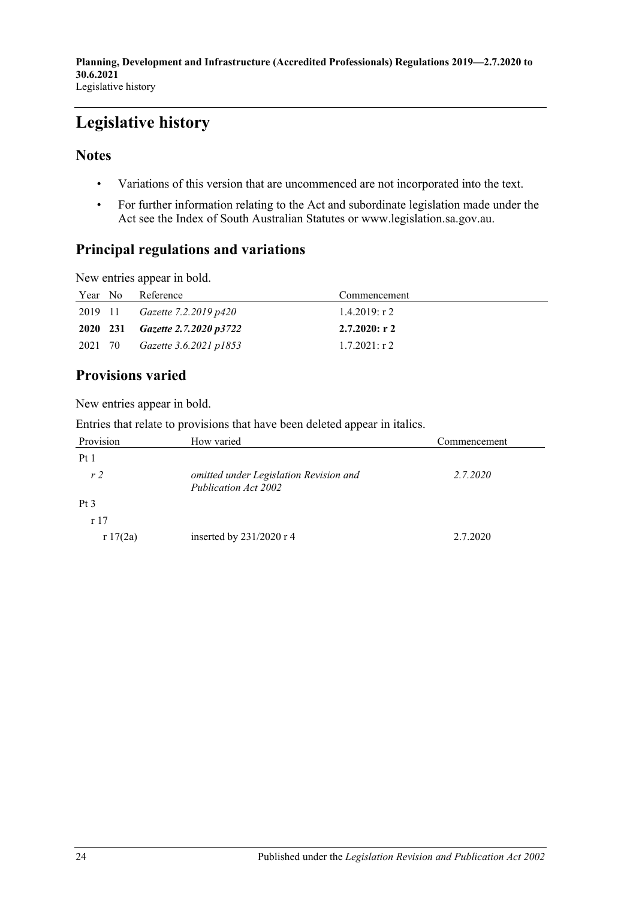# Legislative history

## Notes

- Variations of this version that are uncommenced are not incorporated into the text.
- For further information relating to the Act and subordinate legislation made under the Act see the Index of South Australian Statutes or www.legislation.sa.gov.au.

## Principal regulations and variations

New entries appear in bold.

| Year | No | Reference | Commencement |
|---|---|---|---|
| 2019 | 11 | *Gazette 7.2.2019 p420* | 1.4.2019: r 2 |
| **2020** | **231** | ***Gazette 2.7.2020 p3722*** | **2.7.2020: r 2** |
| 2021 | 70 | *Gazette 3.6.2021 p1853* | 1.7.2021: r 2 |

## Provisions varied

New entries appear in bold.

Entries that relate to provisions that have been deleted appear in italics.

| Provision | How varied | Commencement |
|---|---|---|
| Pt 1 | | |
| *r 2* | *omitted under Legislation Revision and Publication Act 2002* | *2.7.2020* |
| Pt 3 | | |
| r 17 | | |
| r 17(2a) | inserted by 231/2020 r 4 | 2.7.2020 |